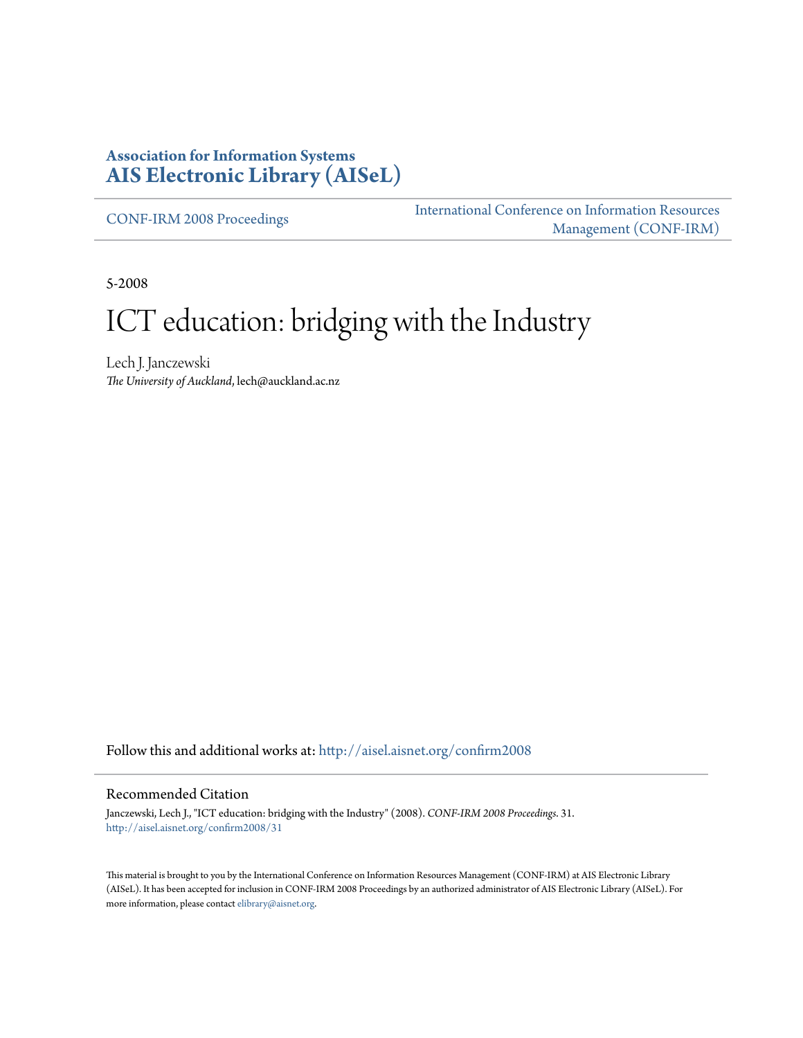**Association for Information Systems**
**AIS Electronic Library (AISeL)**

CONF-IRM 2008 Proceedings

International Conference on Information Resources Management (CONF-IRM)

5-2008

# ICT education: bridging with the Industry

Lech J. Janczewski
*The University of Auckland*, lech@auckland.ac.nz

Follow this and additional works at: http://aisel.aisnet.org/confirm2008

## Recommended Citation

Janczewski, Lech J., "ICT education: bridging with the Industry" (2008). *CONF-IRM 2008 Proceedings*. 31.
http://aisel.aisnet.org/confirm2008/31

This material is brought to you by the International Conference on Information Resources Management (CONF-IRM) at AIS Electronic Library (AISeL). It has been accepted for inclusion in CONF-IRM 2008 Proceedings by an authorized administrator of AIS Electronic Library (AISeL). For more information, please contact elibrary@aisnet.org.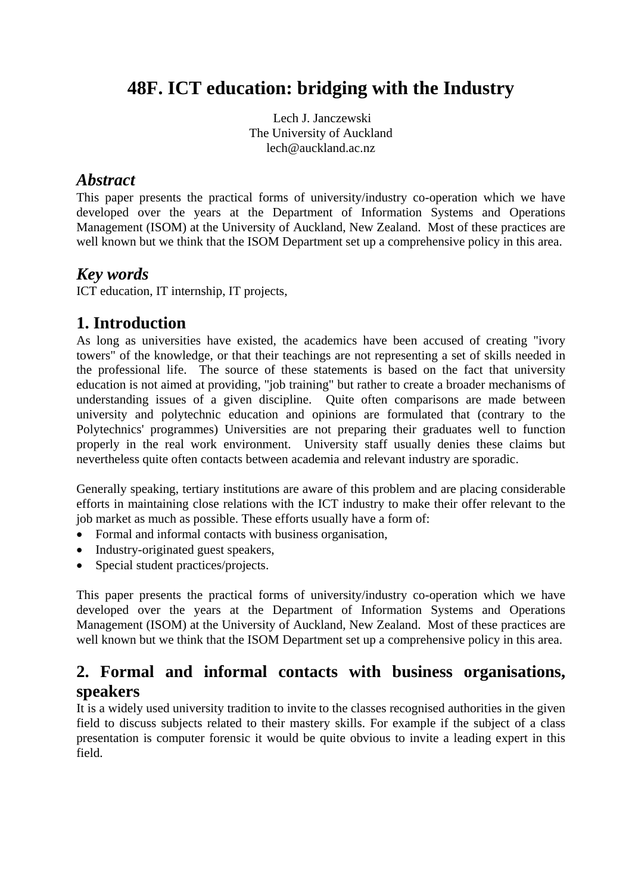# 48F. ICT education: bridging with the Industry

Lech J. Janczewski
The University of Auckland
lech@auckland.ac.nz

## *Abstract*

This paper presents the practical forms of university/industry co-operation which we have developed over the years at the Department of Information Systems and Operations Management (ISOM) at the University of Auckland, New Zealand. Most of these practices are well known but we think that the ISOM Department set up a comprehensive policy in this area.

## *Key words*

ICT education, IT internship, IT projects,

## 1. Introduction

As long as universities have existed, the academics have been accused of creating "ivory towers" of the knowledge, or that their teachings are not representing a set of skills needed in the professional life. The source of these statements is based on the fact that university education is not aimed at providing, "job training" but rather to create a broader mechanisms of understanding issues of a given discipline. Quite often comparisons are made between university and polytechnic education and opinions are formulated that (contrary to the Polytechnics' programmes) Universities are not preparing their graduates well to function properly in the real work environment. University staff usually denies these claims but nevertheless quite often contacts between academia and relevant industry are sporadic.

Generally speaking, tertiary institutions are aware of this problem and are placing considerable efforts in maintaining close relations with the ICT industry to make their offer relevant to the job market as much as possible. These efforts usually have a form of:

- Formal and informal contacts with business organisation,
- Industry-originated guest speakers,
- Special student practices/projects.

This paper presents the practical forms of university/industry co-operation which we have developed over the years at the Department of Information Systems and Operations Management (ISOM) at the University of Auckland, New Zealand. Most of these practices are well known but we think that the ISOM Department set up a comprehensive policy in this area.

## 2. Formal and informal contacts with business organisations, speakers

It is a widely used university tradition to invite to the classes recognised authorities in the given field to discuss subjects related to their mastery skills. For example if the subject of a class presentation is computer forensic it would be quite obvious to invite a leading expert in this field.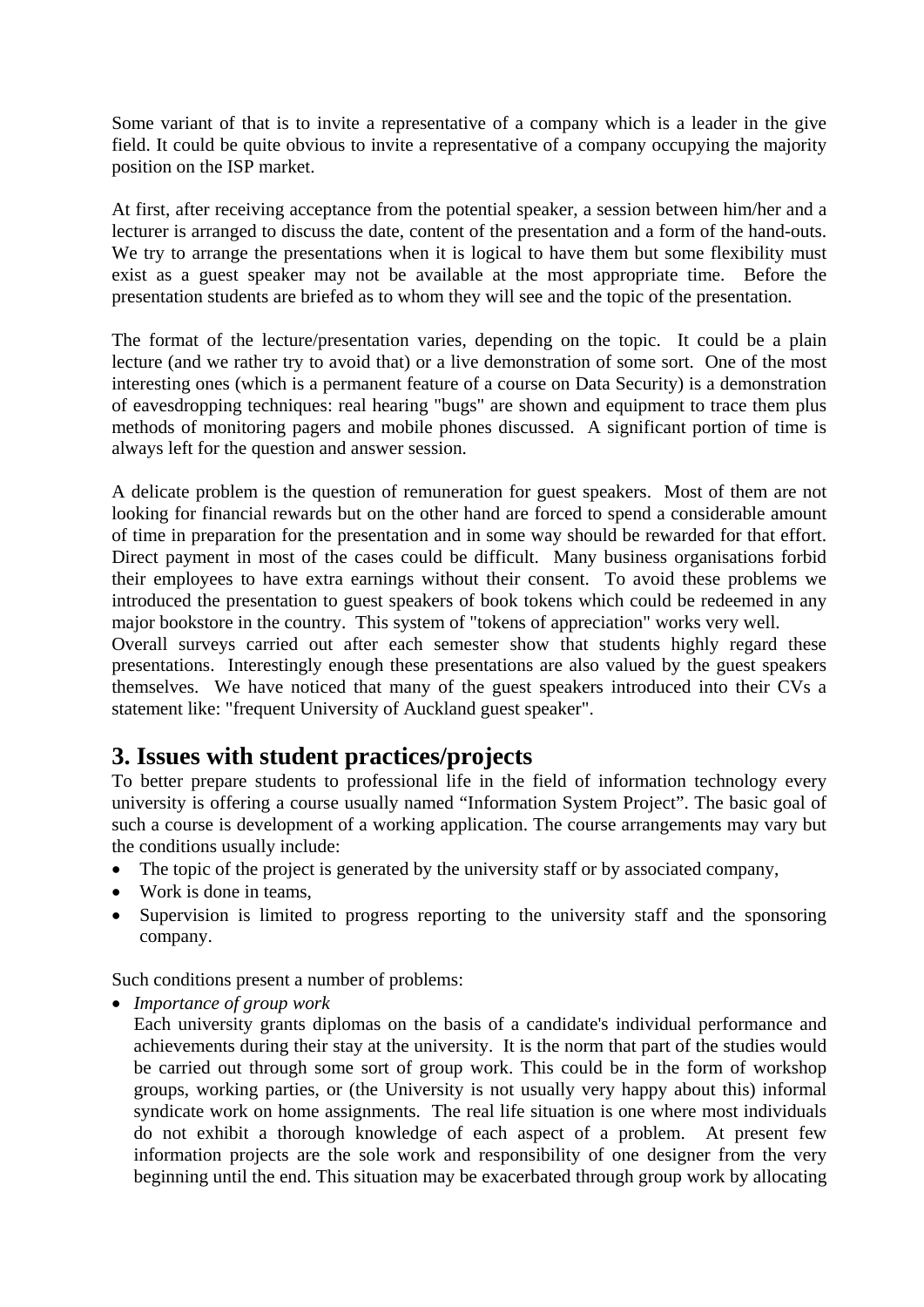Some variant of that is to invite a representative of a company which is a leader in the give field. It could be quite obvious to invite a representative of a company occupying the majority position on the ISP market.

At first, after receiving acceptance from the potential speaker, a session between him/her and a lecturer is arranged to discuss the date, content of the presentation and a form of the hand-outs. We try to arrange the presentations when it is logical to have them but some flexibility must exist as a guest speaker may not be available at the most appropriate time. Before the presentation students are briefed as to whom they will see and the topic of the presentation.

The format of the lecture/presentation varies, depending on the topic. It could be a plain lecture (and we rather try to avoid that) or a live demonstration of some sort. One of the most interesting ones (which is a permanent feature of a course on Data Security) is a demonstration of eavesdropping techniques: real hearing "bugs" are shown and equipment to trace them plus methods of monitoring pagers and mobile phones discussed. A significant portion of time is always left for the question and answer session.

A delicate problem is the question of remuneration for guest speakers. Most of them are not looking for financial rewards but on the other hand are forced to spend a considerable amount of time in preparation for the presentation and in some way should be rewarded for that effort. Direct payment in most of the cases could be difficult. Many business organisations forbid their employees to have extra earnings without their consent. To avoid these problems we introduced the presentation to guest speakers of book tokens which could be redeemed in any major bookstore in the country. This system of "tokens of appreciation" works very well.
Overall surveys carried out after each semester show that students highly regard these presentations. Interestingly enough these presentations are also valued by the guest speakers themselves. We have noticed that many of the guest speakers introduced into their CVs a statement like: "frequent University of Auckland guest speaker".

## 3. Issues with student practices/projects

To better prepare students to professional life in the field of information technology every university is offering a course usually named “Information System Project”. The basic goal of such a course is development of a working application. The course arrangements may vary but the conditions usually include:

- The topic of the project is generated by the university staff or by associated company,
- Work is done in teams,
- Supervision is limited to progress reporting to the university staff and the sponsoring company.

Such conditions present a number of problems:

- *Importance of group work*
  Each university grants diplomas on the basis of a candidate's individual performance and achievements during their stay at the university. It is the norm that part of the studies would be carried out through some sort of group work. This could be in the form of workshop groups, working parties, or (the University is not usually very happy about this) informal syndicate work on home assignments. The real life situation is one where most individuals do not exhibit a thorough knowledge of each aspect of a problem. At present few information projects are the sole work and responsibility of one designer from the very beginning until the end. This situation may be exacerbated through group work by allocating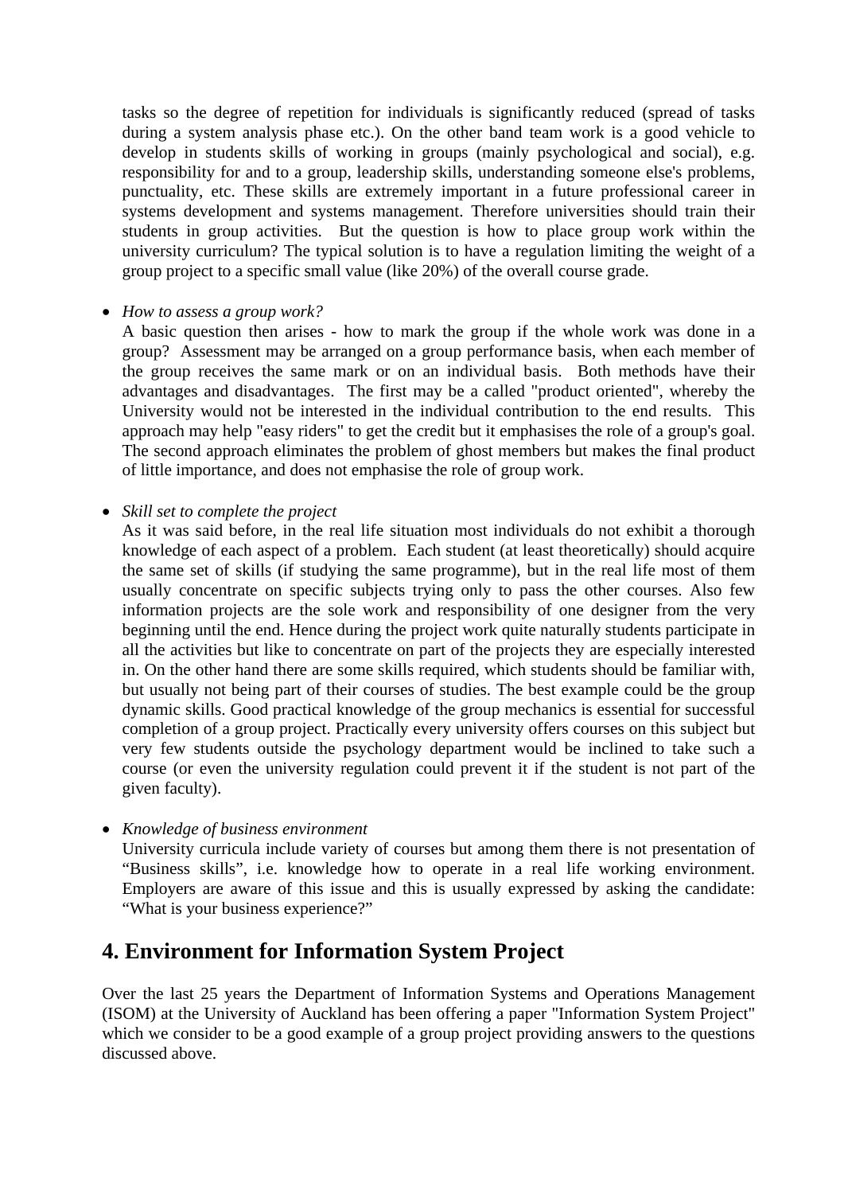tasks so the degree of repetition for individuals is significantly reduced (spread of tasks during a system analysis phase etc.). On the other band team work is a good vehicle to develop in students skills of working in groups (mainly psychological and social), e.g. responsibility for and to a group, leadership skills, understanding someone else's problems, punctuality, etc. These skills are extremely important in a future professional career in systems development and systems management. Therefore universities should train their students in group activities. But the question is how to place group work within the university curriculum? The typical solution is to have a regulation limiting the weight of a group project to a specific small value (like 20%) of the overall course grade.

- *How to assess a group work?*
  A basic question then arises - how to mark the group if the whole work was done in a group? Assessment may be arranged on a group performance basis, when each member of the group receives the same mark or on an individual basis. Both methods have their advantages and disadvantages. The first may be a called "product oriented", whereby the University would not be interested in the individual contribution to the end results. This approach may help "easy riders" to get the credit but it emphasises the role of a group's goal. The second approach eliminates the problem of ghost members but makes the final product of little importance, and does not emphasise the role of group work.

- *Skill set to complete the project*
  As it was said before, in the real life situation most individuals do not exhibit a thorough knowledge of each aspect of a problem. Each student (at least theoretically) should acquire the same set of skills (if studying the same programme), but in the real life most of them usually concentrate on specific subjects trying only to pass the other courses. Also few information projects are the sole work and responsibility of one designer from the very beginning until the end. Hence during the project work quite naturally students participate in all the activities but like to concentrate on part of the projects they are especially interested in. On the other hand there are some skills required, which students should be familiar with, but usually not being part of their courses of studies. The best example could be the group dynamic skills. Good practical knowledge of the group mechanics is essential for successful completion of a group project. Practically every university offers courses on this subject but very few students outside the psychology department would be inclined to take such a course (or even the university regulation could prevent it if the student is not part of the given faculty).

- *Knowledge of business environment*
  University curricula include variety of courses but among them there is not presentation of “Business skills”, i.e. knowledge how to operate in a real life working environment. Employers are aware of this issue and this is usually expressed by asking the candidate: “What is your business experience?”

## 4. Environment for Information System Project

Over the last 25 years the Department of Information Systems and Operations Management (ISOM) at the University of Auckland has been offering a paper "Information System Project" which we consider to be a good example of a group project providing answers to the questions discussed above.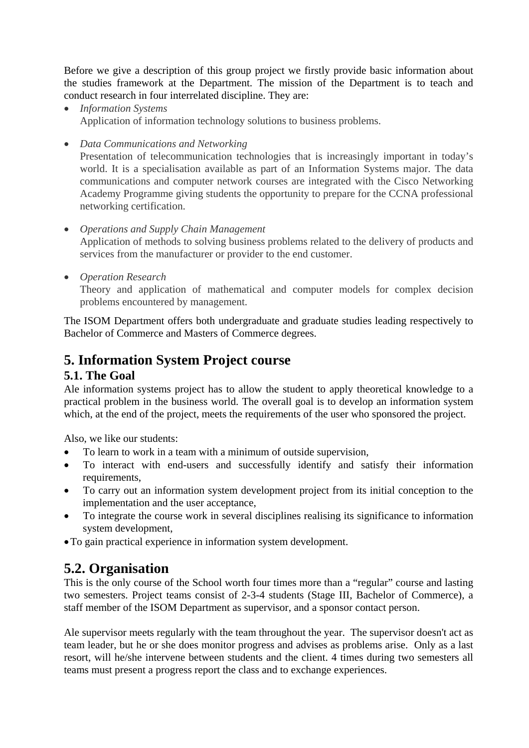Before we give a description of this group project we firstly provide basic information about the studies framework at the Department. The mission of the Department is to teach and conduct research in four interrelated discipline. They are:

- *Information Systems*
  Application of information technology solutions to business problems.

- *Data Communications and Networking*
  Presentation of telecommunication technologies that is increasingly important in today's world. It is a specialisation available as part of an Information Systems major. The data communications and computer network courses are integrated with the Cisco Networking Academy Programme giving students the opportunity to prepare for the CCNA professional networking certification.

- *Operations and Supply Chain Management*
  Application of methods to solving business problems related to the delivery of products and services from the manufacturer or provider to the end customer.

- *Operation Research*
  Theory and application of mathematical and computer models for complex decision problems encountered by management.

The ISOM Department offers both undergraduate and graduate studies leading respectively to Bachelor of Commerce and Masters of Commerce degrees.

# 5. Information System Project course

## 5.1. The Goal

Ale information systems project has to allow the student to apply theoretical knowledge to a practical problem in the business world. The overall goal is to develop an information system which, at the end of the project, meets the requirements of the user who sponsored the project.

Also, we like our students:

- To learn to work in a team with a minimum of outside supervision,
- To interact with end-users and successfully identify and satisfy their information requirements,
- To carry out an information system development project from its initial conception to the implementation and the user acceptance,
- To integrate the course work in several disciplines realising its significance to information system development,
- To gain practical experience in information system development.

## 5.2. Organisation

This is the only course of the School worth four times more than a "regular" course and lasting two semesters. Project teams consist of 2-3-4 students (Stage III, Bachelor of Commerce), a staff member of the ISOM Department as supervisor, and a sponsor contact person.

Ale supervisor meets regularly with the team throughout the year. The supervisor doesn't act as team leader, but he or she does monitor progress and advises as problems arise. Only as a last resort, will he/she intervene between students and the client. 4 times during two semesters all teams must present a progress report the class and to exchange experiences.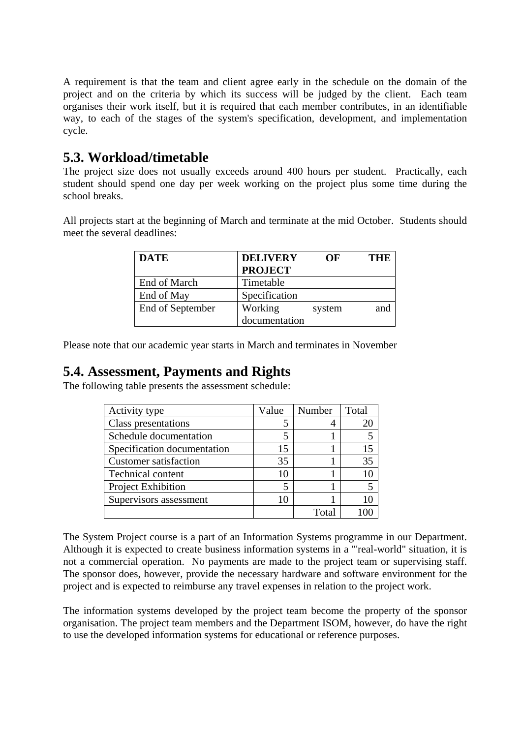A requirement is that the team and client agree early in the schedule on the domain of the project and on the criteria by which its success will be judged by the client. Each team organises their work itself, but it is required that each member contributes, in an identifiable way, to each of the stages of the system's specification, development, and implementation cycle.

## 5.3. Workload/timetable

The project size does not usually exceeds around 400 hours per student. Practically, each student should spend one day per week working on the project plus some time during the school breaks.

All projects start at the beginning of March and terminate at the mid October. Students should meet the several deadlines:

| **DATE** | **DELIVERY OF THE PROJECT** |
|---|---|
| End of March | Timetable |
| End of May | Specification |
| End of September | Working system and documentation |

Please note that our academic year starts in March and terminates in November

## 5.4. Assessment, Payments and Rights

The following table presents the assessment schedule:

| Activity type | Value | Number | Total |
|---|---|---|---|
| Class presentations | 5 | 4 | 20 |
| Schedule documentation | 5 | 1 | 5 |
| Specification documentation | 15 | 1 | 15 |
| Customer satisfaction | 35 | 1 | 35 |
| Technical content | 10 | 1 | 10 |
| Project Exhibition | 5 | 1 | 5 |
| Supervisors assessment | 10 | 1 | 10 |
| | | Total | 100 |

The System Project course is a part of an Information Systems programme in our Department. Although it is expected to create business information systems in a "'real-world" situation, it is not a commercial operation. No payments are made to the project team or supervising staff. The sponsor does, however, provide the necessary hardware and software environment for the project and is expected to reimburse any travel expenses in relation to the project work.

The information systems developed by the project team become the property of the sponsor organisation. The project team members and the Department ISOM, however, do have the right to use the developed information systems for educational or reference purposes.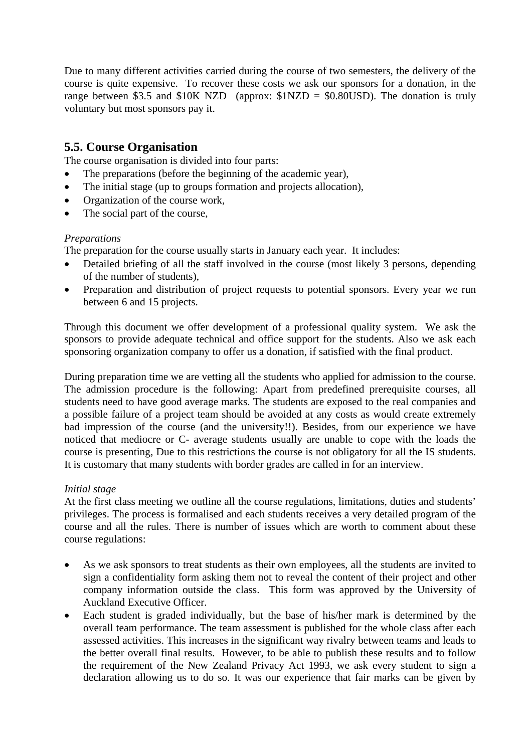Due to many different activities carried during the course of two semesters, the delivery of the course is quite expensive. To recover these costs we ask our sponsors for a donation, in the range between $3.5 and $10K NZD (approx: $1NZD = $0.80USD). The donation is truly voluntary but most sponsors pay it.

## 5.5. Course Organisation

The course organisation is divided into four parts:

- The preparations (before the beginning of the academic year),
- The initial stage (up to groups formation and projects allocation),
- Organization of the course work,
- The social part of the course,

*Preparations*

The preparation for the course usually starts in January each year. It includes:

- Detailed briefing of all the staff involved in the course (most likely 3 persons, depending of the number of students),
- Preparation and distribution of project requests to potential sponsors. Every year we run between 6 and 15 projects.

Through this document we offer development of a professional quality system. We ask the sponsors to provide adequate technical and office support for the students. Also we ask each sponsoring organization company to offer us a donation, if satisfied with the final product.

During preparation time we are vetting all the students who applied for admission to the course. The admission procedure is the following: Apart from predefined prerequisite courses, all students need to have good average marks. The students are exposed to the real companies and a possible failure of a project team should be avoided at any costs as would create extremely bad impression of the course (and the university!!). Besides, from our experience we have noticed that mediocre or C- average students usually are unable to cope with the loads the course is presenting, Due to this restrictions the course is not obligatory for all the IS students. It is customary that many students with border grades are called in for an interview.

*Initial stage*

At the first class meeting we outline all the course regulations, limitations, duties and students' privileges. The process is formalised and each students receives a very detailed program of the course and all the rules. There is number of issues which are worth to comment about these course regulations:

- As we ask sponsors to treat students as their own employees, all the students are invited to sign a confidentiality form asking them not to reveal the content of their project and other company information outside the class. This form was approved by the University of Auckland Executive Officer.
- Each student is graded individually, but the base of his/her mark is determined by the overall team performance. The team assessment is published for the whole class after each assessed activities. This increases in the significant way rivalry between teams and leads to the better overall final results. However, to be able to publish these results and to follow the requirement of the New Zealand Privacy Act 1993, we ask every student to sign a declaration allowing us to do so. It was our experience that fair marks can be given by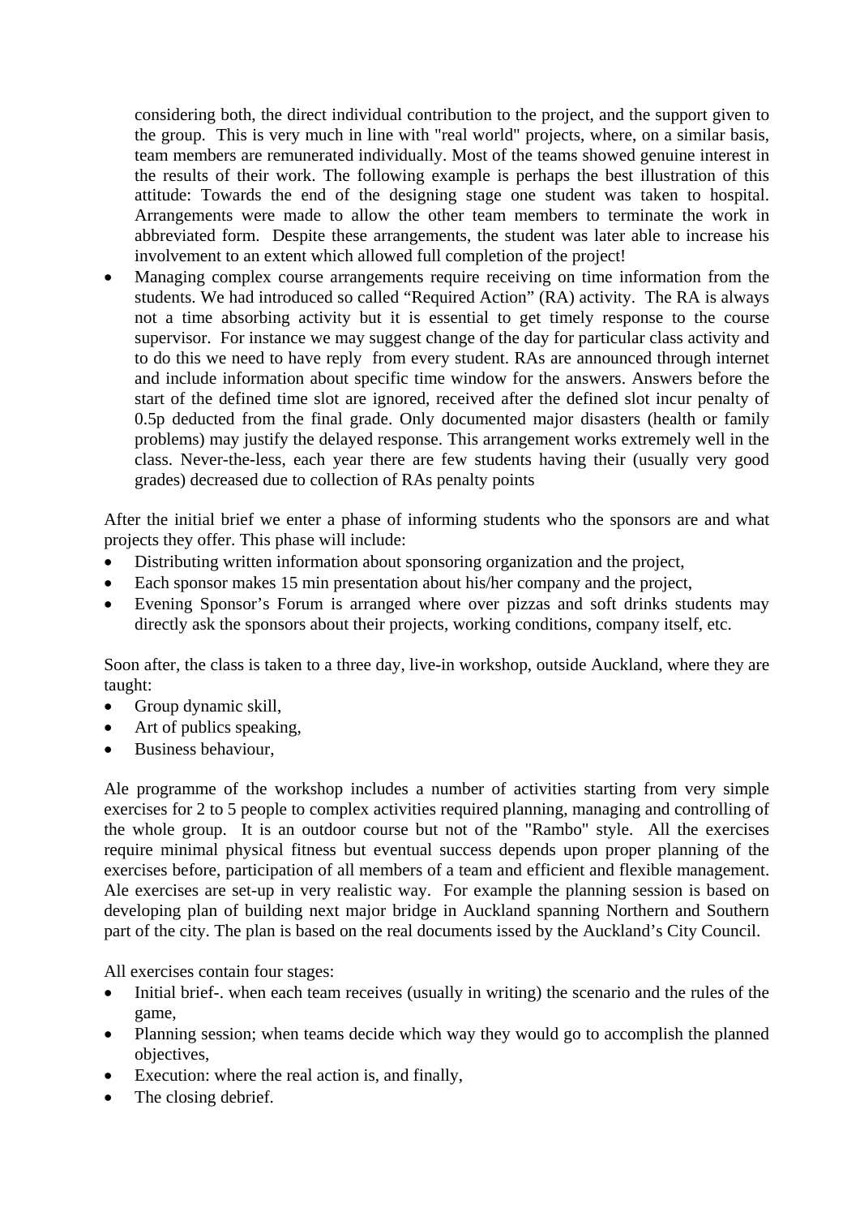considering both, the direct individual contribution to the project, and the support given to the group. This is very much in line with "real world" projects, where, on a similar basis, team members are remunerated individually. Most of the teams showed genuine interest in the results of their work. The following example is perhaps the best illustration of this attitude: Towards the end of the designing stage one student was taken to hospital. Arrangements were made to allow the other team members to terminate the work in abbreviated form. Despite these arrangements, the student was later able to increase his involvement to an extent which allowed full completion of the project!

- Managing complex course arrangements require receiving on time information from the students. We had introduced so called “Required Action” (RA) activity. The RA is always not a time absorbing activity but it is essential to get timely response to the course supervisor. For instance we may suggest change of the day for particular class activity and to do this we need to have reply from every student. RAs are announced through internet and include information about specific time window for the answers. Answers before the start of the defined time slot are ignored, received after the defined slot incur penalty of 0.5p deducted from the final grade. Only documented major disasters (health or family problems) may justify the delayed response. This arrangement works extremely well in the class. Never-the-less, each year there are few students having their (usually very good grades) decreased due to collection of RAs penalty points

After the initial brief we enter a phase of informing students who the sponsors are and what projects they offer. This phase will include:

- Distributing written information about sponsoring organization and the project,
- Each sponsor makes 15 min presentation about his/her company and the project,
- Evening Sponsor’s Forum is arranged where over pizzas and soft drinks students may directly ask the sponsors about their projects, working conditions, company itself, etc.

Soon after, the class is taken to a three day, live-in workshop, outside Auckland, where they are taught:

- Group dynamic skill,
- Art of publics speaking,
- Business behaviour,

Ale programme of the workshop includes a number of activities starting from very simple exercises for 2 to 5 people to complex activities required planning, managing and controlling of the whole group. It is an outdoor course but not of the "Rambo" style. All the exercises require minimal physical fitness but eventual success depends upon proper planning of the exercises before, participation of all members of a team and efficient and flexible management. Ale exercises are set-up in very realistic way. For example the planning session is based on developing plan of building next major bridge in Auckland spanning Northern and Southern part of the city. The plan is based on the real documents issed by the Auckland’s City Council.

All exercises contain four stages:

- Initial brief-. when each team receives (usually in writing) the scenario and the rules of the game,
- Planning session; when teams decide which way they would go to accomplish the planned objectives,
- Execution: where the real action is, and finally,
- The closing debrief.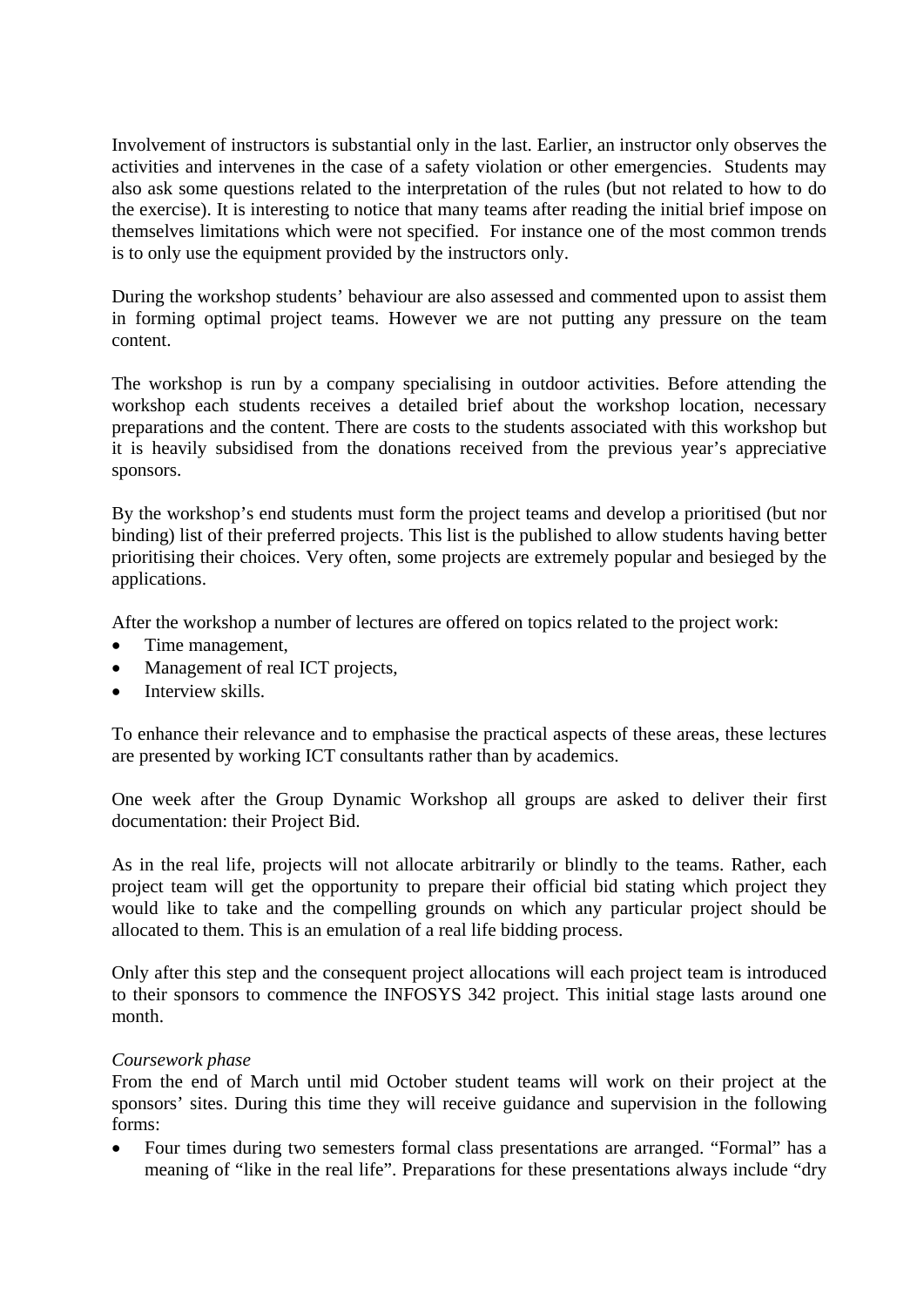Involvement of instructors is substantial only in the last. Earlier, an instructor only observes the activities and intervenes in the case of a safety violation or other emergencies. Students may also ask some questions related to the interpretation of the rules (but not related to how to do the exercise). It is interesting to notice that many teams after reading the initial brief impose on themselves limitations which were not specified. For instance one of the most common trends is to only use the equipment provided by the instructors only.

During the workshop students' behaviour are also assessed and commented upon to assist them in forming optimal project teams. However we are not putting any pressure on the team content.

The workshop is run by a company specialising in outdoor activities. Before attending the workshop each students receives a detailed brief about the workshop location, necessary preparations and the content. There are costs to the students associated with this workshop but it is heavily subsidised from the donations received from the previous year's appreciative sponsors.

By the workshop's end students must form the project teams and develop a prioritised (but nor binding) list of their preferred projects. This list is the published to allow students having better prioritising their choices. Very often, some projects are extremely popular and besieged by the applications.

After the workshop a number of lectures are offered on topics related to the project work:

- Time management,
- Management of real ICT projects,
- Interview skills.

To enhance their relevance and to emphasise the practical aspects of these areas, these lectures are presented by working ICT consultants rather than by academics.

One week after the Group Dynamic Workshop all groups are asked to deliver their first documentation: their Project Bid.

As in the real life, projects will not allocate arbitrarily or blindly to the teams. Rather, each project team will get the opportunity to prepare their official bid stating which project they would like to take and the compelling grounds on which any particular project should be allocated to them. This is an emulation of a real life bidding process.

Only after this step and the consequent project allocations will each project team is introduced to their sponsors to commence the INFOSYS 342 project. This initial stage lasts around one month.

*Coursework phase*

From the end of March until mid October student teams will work on their project at the sponsors' sites. During this time they will receive guidance and supervision in the following forms:

- Four times during two semesters formal class presentations are arranged. "Formal" has a meaning of "like in the real life". Preparations for these presentations always include "dry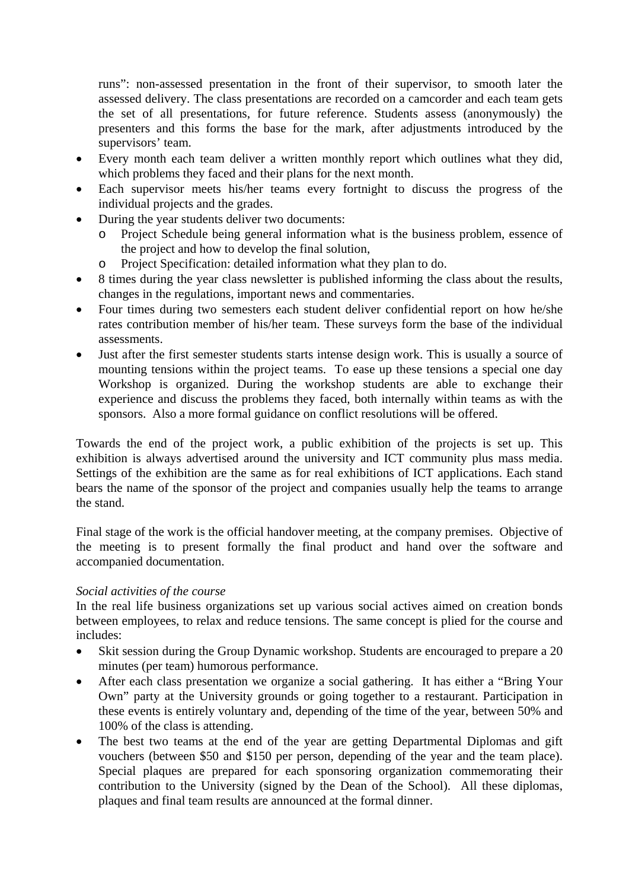runs": non-assessed presentation in the front of their supervisor, to smooth later the assessed delivery. The class presentations are recorded on a camcorder and each team gets the set of all presentations, for future reference. Students assess (anonymously) the presenters and this forms the base for the mark, after adjustments introduced by the supervisors' team.

- Every month each team deliver a written monthly report which outlines what they did, which problems they faced and their plans for the next month.
- Each supervisor meets his/her teams every fortnight to discuss the progress of the individual projects and the grades.
- During the year students deliver two documents:
  - Project Schedule being general information what is the business problem, essence of the project and how to develop the final solution,
  - Project Specification: detailed information what they plan to do.
- 8 times during the year class newsletter is published informing the class about the results, changes in the regulations, important news and commentaries.
- Four times during two semesters each student deliver confidential report on how he/she rates contribution member of his/her team. These surveys form the base of the individual assessments.
- Just after the first semester students starts intense design work. This is usually a source of mounting tensions within the project teams. To ease up these tensions a special one day Workshop is organized. During the workshop students are able to exchange their experience and discuss the problems they faced, both internally within teams as with the sponsors. Also a more formal guidance on conflict resolutions will be offered.

Towards the end of the project work, a public exhibition of the projects is set up. This exhibition is always advertised around the university and ICT community plus mass media. Settings of the exhibition are the same as for real exhibitions of ICT applications. Each stand bears the name of the sponsor of the project and companies usually help the teams to arrange the stand.

Final stage of the work is the official handover meeting, at the company premises. Objective of the meeting is to present formally the final product and hand over the software and accompanied documentation.

*Social activities of the course*

In the real life business organizations set up various social actives aimed on creation bonds between employees, to relax and reduce tensions. The same concept is plied for the course and includes:

- Skit session during the Group Dynamic workshop. Students are encouraged to prepare a 20 minutes (per team) humorous performance.
- After each class presentation we organize a social gathering. It has either a "Bring Your Own" party at the University grounds or going together to a restaurant. Participation in these events is entirely voluntary and, depending of the time of the year, between 50% and 100% of the class is attending.
- The best two teams at the end of the year are getting Departmental Diplomas and gift vouchers (between $50 and $150 per person, depending of the year and the team place). Special plaques are prepared for each sponsoring organization commemorating their contribution to the University (signed by the Dean of the School). All these diplomas, plaques and final team results are announced at the formal dinner.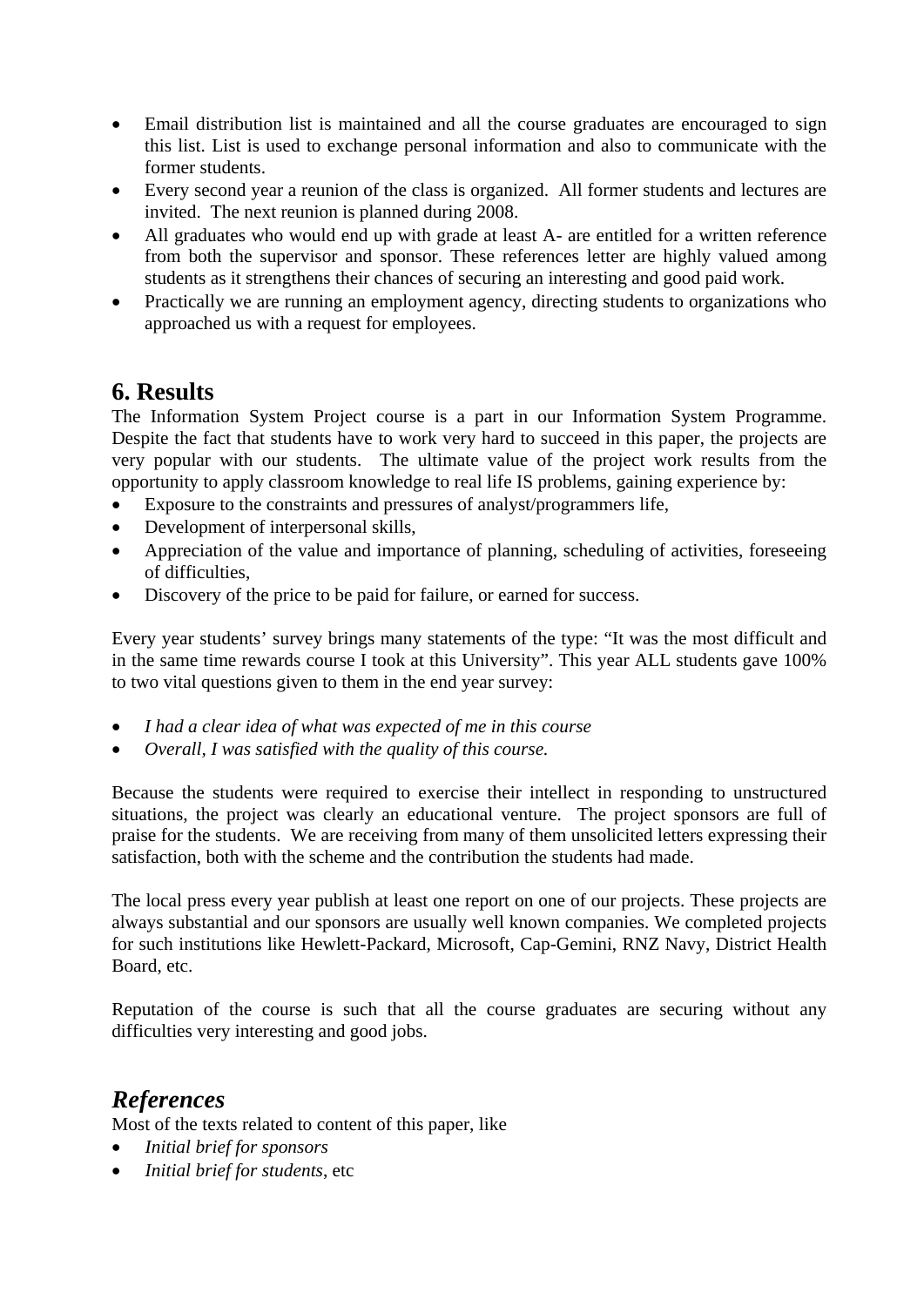- Email distribution list is maintained and all the course graduates are encouraged to sign this list. List is used to exchange personal information and also to communicate with the former students.
- Every second year a reunion of the class is organized. All former students and lectures are invited. The next reunion is planned during 2008.
- All graduates who would end up with grade at least A- are entitled for a written reference from both the supervisor and sponsor. These references letter are highly valued among students as it strengthens their chances of securing an interesting and good paid work.
- Practically we are running an employment agency, directing students to organizations who approached us with a request for employees.

## 6. Results

The Information System Project course is a part in our Information System Programme. Despite the fact that students have to work very hard to succeed in this paper, the projects are very popular with our students. The ultimate value of the project work results from the opportunity to apply classroom knowledge to real life IS problems, gaining experience by:

- Exposure to the constraints and pressures of analyst/programmers life,
- Development of interpersonal skills,
- Appreciation of the value and importance of planning, scheduling of activities, foreseeing of difficulties,
- Discovery of the price to be paid for failure, or earned for success.

Every year students' survey brings many statements of the type: "It was the most difficult and in the same time rewards course I took at this University". This year ALL students gave 100% to two vital questions given to them in the end year survey:

- *I had a clear idea of what was expected of me in this course*
- *Overall, I was satisfied with the quality of this course.*

Because the students were required to exercise their intellect in responding to unstructured situations, the project was clearly an educational venture. The project sponsors are full of praise for the students. We are receiving from many of them unsolicited letters expressing their satisfaction, both with the scheme and the contribution the students had made.

The local press every year publish at least one report on one of our projects. These projects are always substantial and our sponsors are usually well known companies. We completed projects for such institutions like Hewlett-Packard, Microsoft, Cap-Gemini, RNZ Navy, District Health Board, etc.

Reputation of the course is such that all the course graduates are securing without any difficulties very interesting and good jobs.

## *References*

Most of the texts related to content of this paper, like

- *Initial brief for sponsors*
- *Initial brief for students*, etc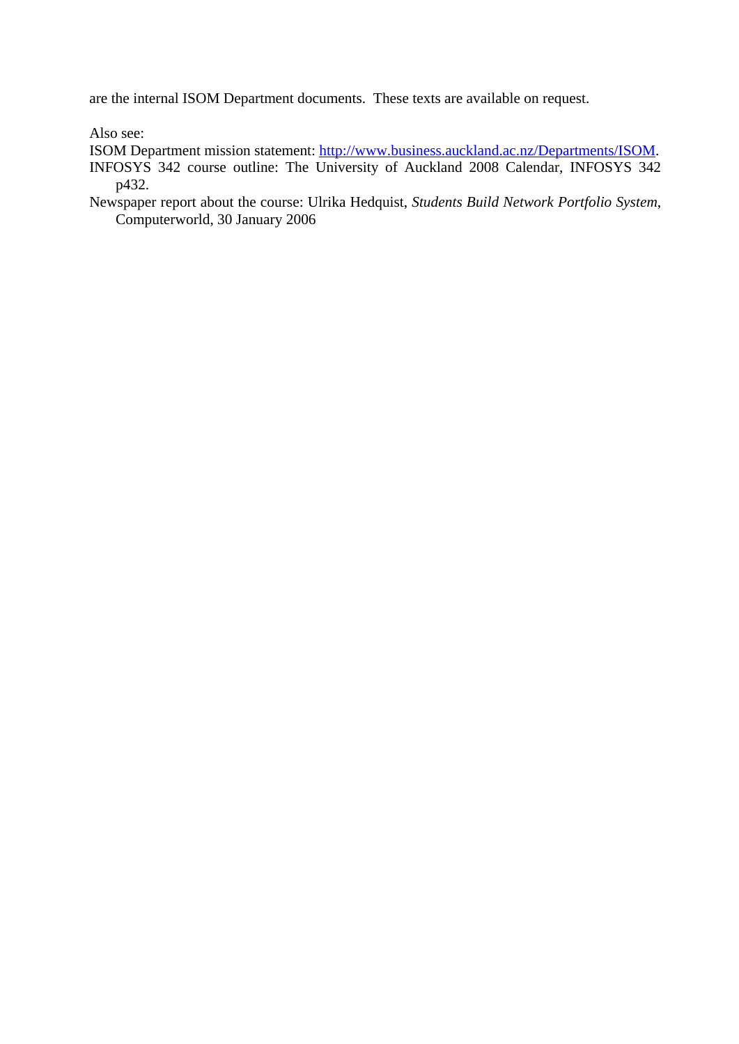are the internal ISOM Department documents. These texts are available on request.

Also see:

ISOM Department mission statement: [http://www.business.auckland.ac.nz/Departments/ISOM](http://www.business.auckland.ac.nz/Departments/ISOM).

INFOSYS 342 course outline: The University of Auckland 2008 Calendar, INFOSYS 342 p432.

Newspaper report about the course: Ulrika Hedquist, *Students Build Network Portfolio System*, Computerworld, 30 January 2006